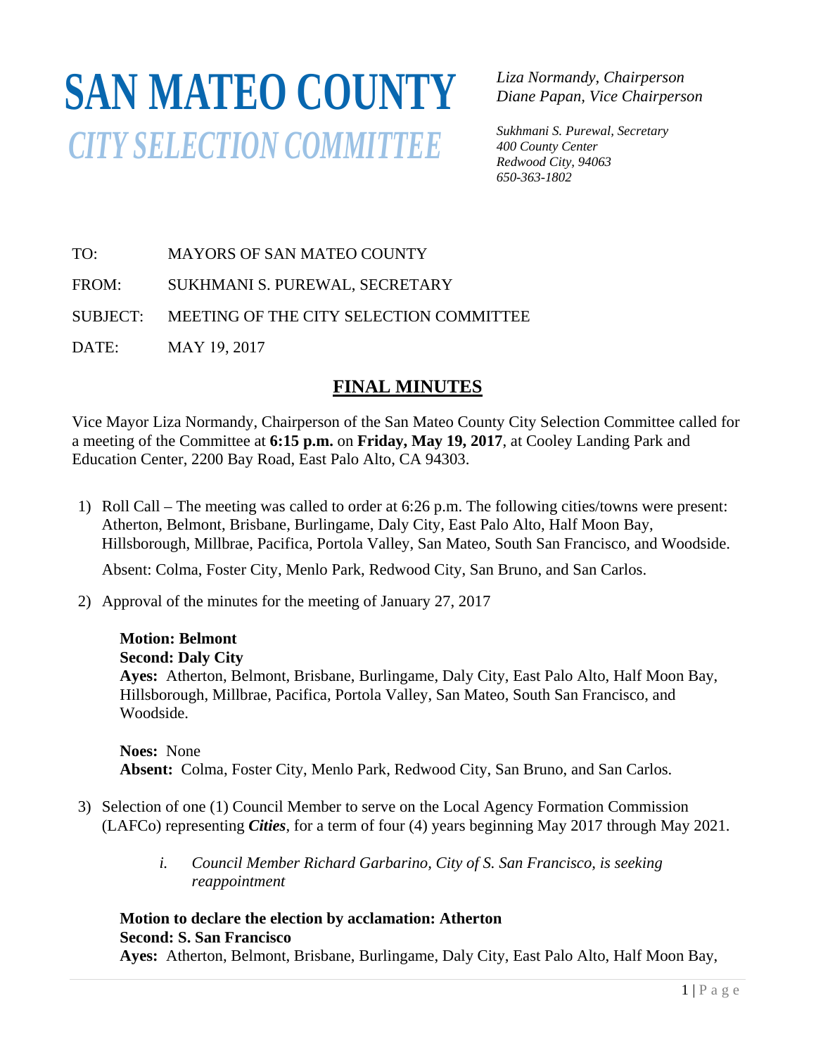# SAN MATEO COUNTY
## *CITY SELECTION COMMITTEE*

*Liza Normandy, Chairperson*
*Diane Papan, Vice Chairperson*

*Sukhmani S. Purewal, Secretary*
*400 County Center*
*Redwood City, 94063*
*650-363-1802*

TO: MAYORS OF SAN MATEO COUNTY

FROM: SUKHMANI S. PUREWAL, SECRETARY

SUBJECT: MEETING OF THE CITY SELECTION COMMITTEE

DATE: MAY 19, 2017

## FINAL MINUTES

Vice Mayor Liza Normandy, Chairperson of the San Mateo County City Selection Committee called for a meeting of the Committee at **6:15 p.m.** on **Friday, May 19, 2017**, at Cooley Landing Park and Education Center, 2200 Bay Road, East Palo Alto, CA 94303.

1) Roll Call – The meeting was called to order at 6:26 p.m. The following cities/towns were present: Atherton, Belmont, Brisbane, Burlingame, Daly City, East Palo Alto, Half Moon Bay, Hillsborough, Millbrae, Pacifica, Portola Valley, San Mateo, South San Francisco, and Woodside.

   Absent: Colma, Foster City, Menlo Park, Redwood City, San Bruno, and San Carlos.

2) Approval of the minutes for the meeting of January 27, 2017

   **Motion: Belmont**
   **Second: Daly City**
   **Ayes:** Atherton, Belmont, Brisbane, Burlingame, Daly City, East Palo Alto, Half Moon Bay, Hillsborough, Millbrae, Pacifica, Portola Valley, San Mateo, South San Francisco, and Woodside.

   **Noes:** None
   **Absent:** Colma, Foster City, Menlo Park, Redwood City, San Bruno, and San Carlos.

3) Selection of one (1) Council Member to serve on the Local Agency Formation Commission (LAFCo) representing ***Cities***, for a term of four (4) years beginning May 2017 through May 2021.

   *i. Council Member Richard Garbarino, City of S. San Francisco, is seeking reappointment*

   **Motion to declare the election by acclamation: Atherton**
   **Second: S. San Francisco**
   **Ayes:** Atherton, Belmont, Brisbane, Burlingame, Daly City, East Palo Alto, Half Moon Bay,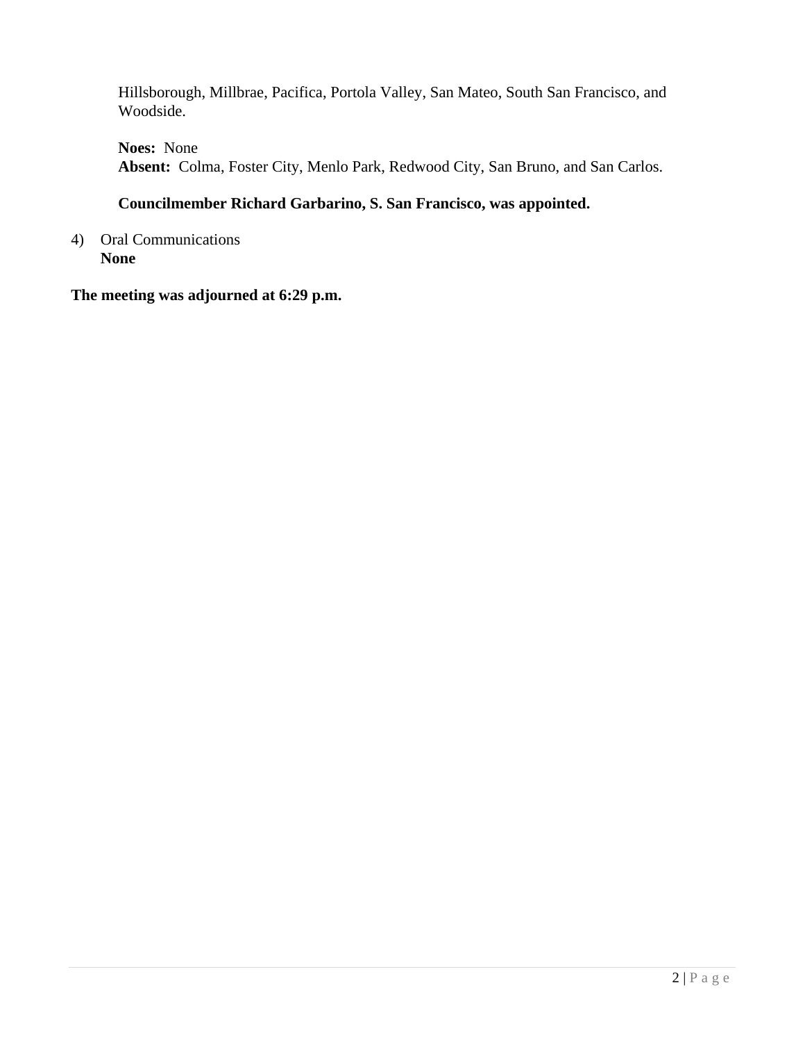Hillsborough, Millbrae, Pacifica, Portola Valley, San Mateo, South San Francisco, and Woodside.

**Noes:** None
**Absent:** Colma, Foster City, Menlo Park, Redwood City, San Bruno, and San Carlos.

**Councilmember Richard Garbarino, S. San Francisco, was appointed.**

4) Oral Communications
   **None**

**The meeting was adjourned at 6:29 p.m.**